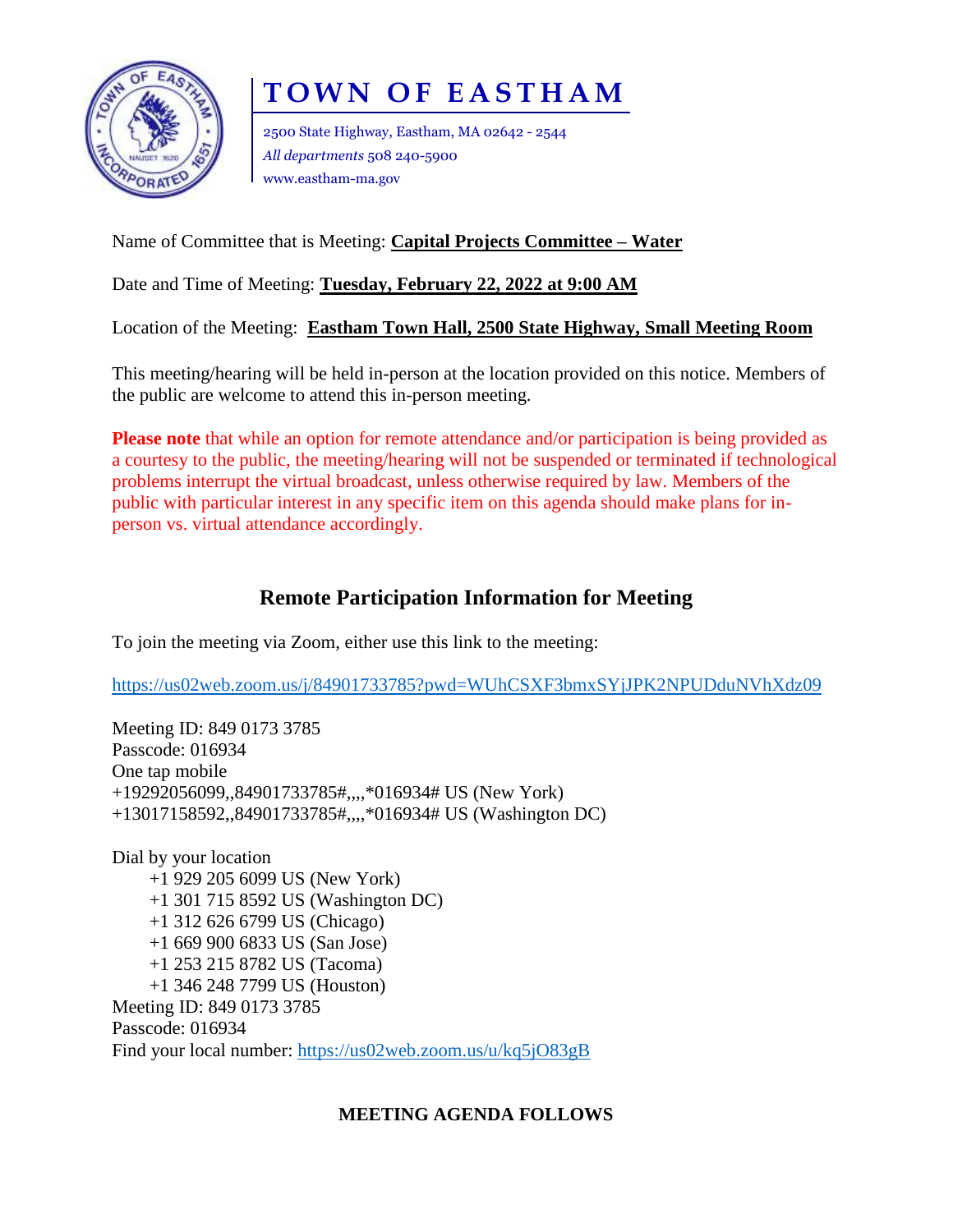# TOWN OF EASTHAM

2500 State Highway, Eastham, MA 02642 - 2544
*All departments* 508 240-5900
www.eastham-ma.gov

Name of Committee that is Meeting: **Capital Projects Committee – Water**

Date and Time of Meeting: **Tuesday, February 22, 2022 at 9:00 AM**

Location of the Meeting: **Eastham Town Hall, 2500 State Highway, Small Meeting Room**

This meeting/hearing will be held in-person at the location provided on this notice. Members of the public are welcome to attend this in-person meeting.

**Please note** that while an option for remote attendance and/or participation is being provided as a courtesy to the public, the meeting/hearing will not be suspended or terminated if technological problems interrupt the virtual broadcast, unless otherwise required by law. Members of the public with particular interest in any specific item on this agenda should make plans for in-person vs. virtual attendance accordingly.

## Remote Participation Information for Meeting

To join the meeting via Zoom, either use this link to the meeting:

https://us02web.zoom.us/j/84901733785?pwd=WUhCSXF3bmxSYjJPK2NPUDduNVhXdz09

Meeting ID: 849 0173 3785
Passcode: 016934
One tap mobile
+19292056099,,84901733785#,,,,*016934# US (New York)
+13017158592,,84901733785#,,,,*016934# US (Washington DC)

Dial by your location
+1 929 205 6099 US (New York)
+1 301 715 8592 US (Washington DC)
+1 312 626 6799 US (Chicago)
+1 669 900 6833 US (San Jose)
+1 253 215 8782 US (Tacoma)
+1 346 248 7799 US (Houston)
Meeting ID: 849 0173 3785
Passcode: 016934
Find your local number: https://us02web.zoom.us/u/kq5jO83gB

**MEETING AGENDA FOLLOWS**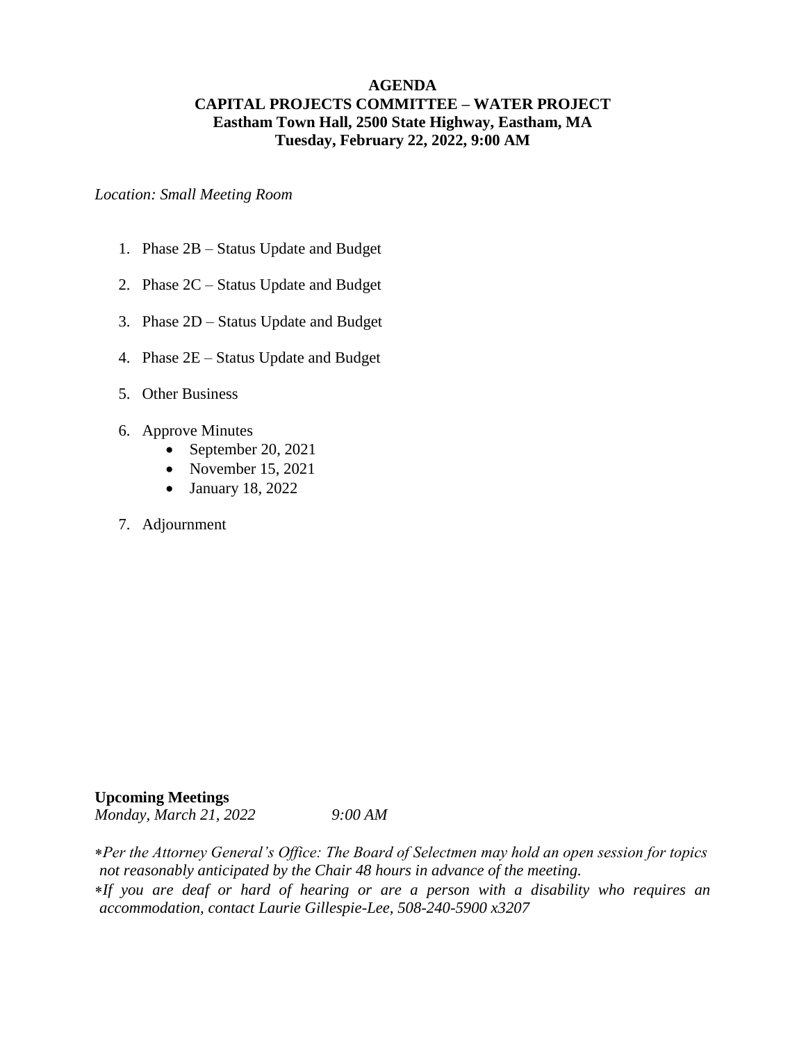**AGENDA**
**CAPITAL PROJECTS COMMITTEE – WATER PROJECT**
**Eastham Town Hall, 2500 State Highway, Eastham, MA**
**Tuesday, February 22, 2022, 9:00 AM**

*Location: Small Meeting Room*

1. Phase 2B – Status Update and Budget
2. Phase 2C – Status Update and Budget
3. Phase 2D – Status Update and Budget
4. Phase 2E – Status Update and Budget
5. Other Business
6. Approve Minutes
   - September 20, 2021
   - November 15, 2021
   - January 18, 2022
7. Adjournment

**Upcoming Meetings**
*Monday, March 21, 2022 9:00 AM*

∗*Per the Attorney General's Office: The Board of Selectmen may hold an open session for topics not reasonably anticipated by the Chair 48 hours in advance of the meeting.*

∗*If you are deaf or hard of hearing or are a person with a disability who requires an accommodation, contact Laurie Gillespie-Lee, 508-240-5900 x3207*